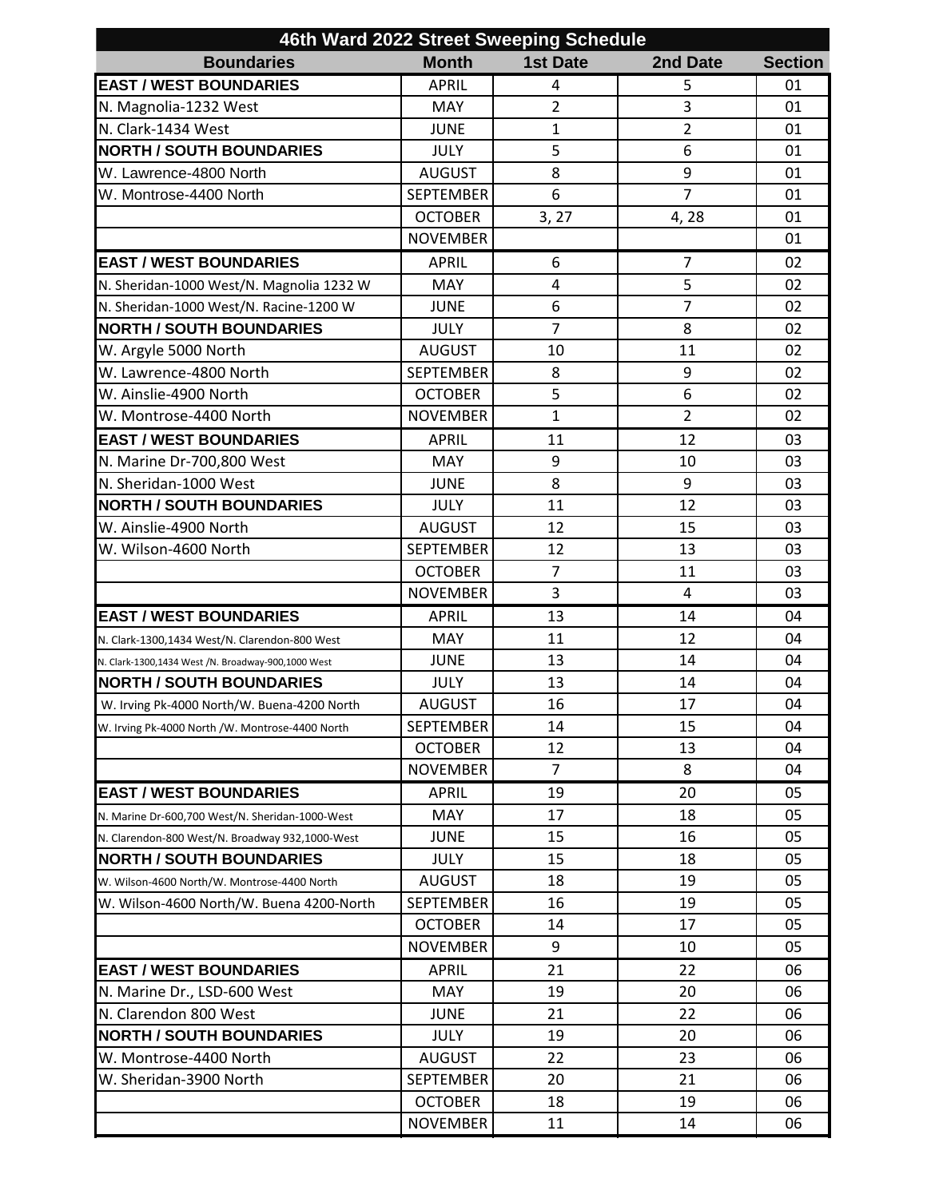# 46th Ward 2022 Street Sweeping Schedule

| Boundaries | Month | 1st Date | 2nd Date | Section |
|---|---|---|---|---|
| **EAST / WEST BOUNDARIES** | APRIL | 4 | 5 | 01 |
| N. Magnolia-1232 West | MAY | 2 | 3 | 01 |
| N. Clark-1434 West | JUNE | 1 | 2 | 01 |
| **NORTH / SOUTH BOUNDARIES** | JULY | 5 | 6 | 01 |
| W. Lawrence-4800 North | AUGUST | 8 | 9 | 01 |
| W. Montrose-4400 North | SEPTEMBER | 6 | 7 | 01 |
| | OCTOBER | 3, 27 | 4, 28 | 01 |
| | NOVEMBER | | | 01 |
| **EAST / WEST BOUNDARIES** | APRIL | 6 | 7 | 02 |
| N. Sheridan-1000 West/N. Magnolia 1232 W | MAY | 4 | 5 | 02 |
| N. Sheridan-1000 West/N. Racine-1200 W | JUNE | 6 | 7 | 02 |
| **NORTH / SOUTH BOUNDARIES** | JULY | 7 | 8 | 02 |
| W. Argyle 5000 North | AUGUST | 10 | 11 | 02 |
| W. Lawrence-4800 North | SEPTEMBER | 8 | 9 | 02 |
| W. Ainslie-4900 North | OCTOBER | 5 | 6 | 02 |
| W. Montrose-4400 North | NOVEMBER | 1 | 2 | 02 |
| **EAST / WEST BOUNDARIES** | APRIL | 11 | 12 | 03 |
| N. Marine Dr-700,800 West | MAY | 9 | 10 | 03 |
| N. Sheridan-1000 West | JUNE | 8 | 9 | 03 |
| **NORTH / SOUTH BOUNDARIES** | JULY | 11 | 12 | 03 |
| W. Ainslie-4900 North | AUGUST | 12 | 15 | 03 |
| W. Wilson-4600 North | SEPTEMBER | 12 | 13 | 03 |
| | OCTOBER | 7 | 11 | 03 |
| | NOVEMBER | 3 | 4 | 03 |
| **EAST / WEST BOUNDARIES** | APRIL | 13 | 14 | 04 |
| N. Clark-1300,1434 West/N. Clarendon-800 West | MAY | 11 | 12 | 04 |
| N. Clark-1300,1434 West /N. Broadway-900,1000 West | JUNE | 13 | 14 | 04 |
| **NORTH / SOUTH BOUNDARIES** | JULY | 13 | 14 | 04 |
| W. Irving Pk-4000 North/W. Buena-4200 North | AUGUST | 16 | 17 | 04 |
| W. Irving Pk-4000 North /W. Montrose-4400 North | SEPTEMBER | 14 | 15 | 04 |
| | OCTOBER | 12 | 13 | 04 |
| | NOVEMBER | 7 | 8 | 04 |
| **EAST / WEST BOUNDARIES** | APRIL | 19 | 20 | 05 |
| N. Marine Dr-600,700 West/N. Sheridan-1000-West | MAY | 17 | 18 | 05 |
| N. Clarendon-800 West/N. Broadway 932,1000-West | JUNE | 15 | 16 | 05 |
| **NORTH / SOUTH BOUNDARIES** | JULY | 15 | 18 | 05 |
| W. Wilson-4600 North/W. Montrose-4400 North | AUGUST | 18 | 19 | 05 |
| W. Wilson-4600 North/W. Buena 4200-North | SEPTEMBER | 16 | 19 | 05 |
| | OCTOBER | 14 | 17 | 05 |
| | NOVEMBER | 9 | 10 | 05 |
| **EAST / WEST BOUNDARIES** | APRIL | 21 | 22 | 06 |
| N. Marine Dr., LSD-600 West | MAY | 19 | 20 | 06 |
| N. Clarendon 800 West | JUNE | 21 | 22 | 06 |
| **NORTH / SOUTH BOUNDARIES** | JULY | 19 | 20 | 06 |
| W. Montrose-4400 North | AUGUST | 22 | 23 | 06 |
| W. Sheridan-3900 North | SEPTEMBER | 20 | 21 | 06 |
| | OCTOBER | 18 | 19 | 06 |
| | NOVEMBER | 11 | 14 | 06 |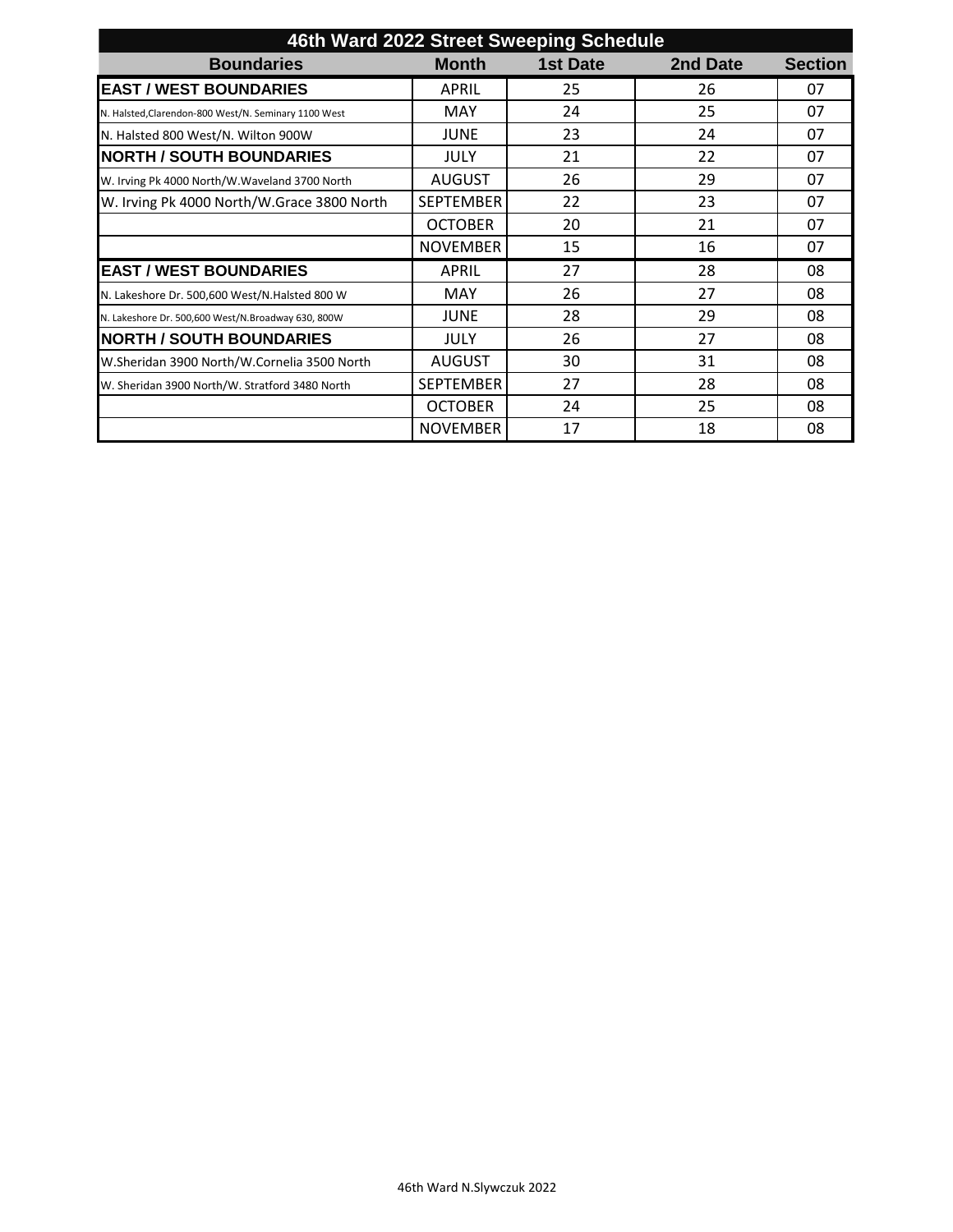| 46th Ward 2022 Street Sweeping Schedule | | | | |
|---|---|---|---|---|
| **Boundaries** | **Month** | **1st Date** | **2nd Date** | **Section** |
| **EAST / WEST BOUNDARIES** | APRIL | 25 | 26 | 07 |
| N. Halsted,Clarendon-800 West/N. Seminary 1100 West | MAY | 24 | 25 | 07 |
| N. Halsted 800 West/N. Wilton 900W | JUNE | 23 | 24 | 07 |
| **NORTH / SOUTH BOUNDARIES** | JULY | 21 | 22 | 07 |
| W. Irving Pk 4000 North/W.Waveland 3700 North | AUGUST | 26 | 29 | 07 |
| W. Irving Pk 4000 North/W.Grace 3800 North | SEPTEMBER | 22 | 23 | 07 |
| | OCTOBER | 20 | 21 | 07 |
| | NOVEMBER | 15 | 16 | 07 |
| **EAST / WEST BOUNDARIES** | APRIL | 27 | 28 | 08 |
| N. Lakeshore Dr. 500,600 West/N.Halsted 800 W | MAY | 26 | 27 | 08 |
| N. Lakeshore Dr. 500,600 West/N.Broadway 630, 800W | JUNE | 28 | 29 | 08 |
| **NORTH / SOUTH BOUNDARIES** | JULY | 26 | 27 | 08 |
| W.Sheridan 3900 North/W.Cornelia 3500 North | AUGUST | 30 | 31 | 08 |
| W. Sheridan 3900 North/W. Stratford 3480 North | SEPTEMBER | 27 | 28 | 08 |
| | OCTOBER | 24 | 25 | 08 |
| | NOVEMBER | 17 | 18 | 08 |

46th Ward N.Slywczuk 2022